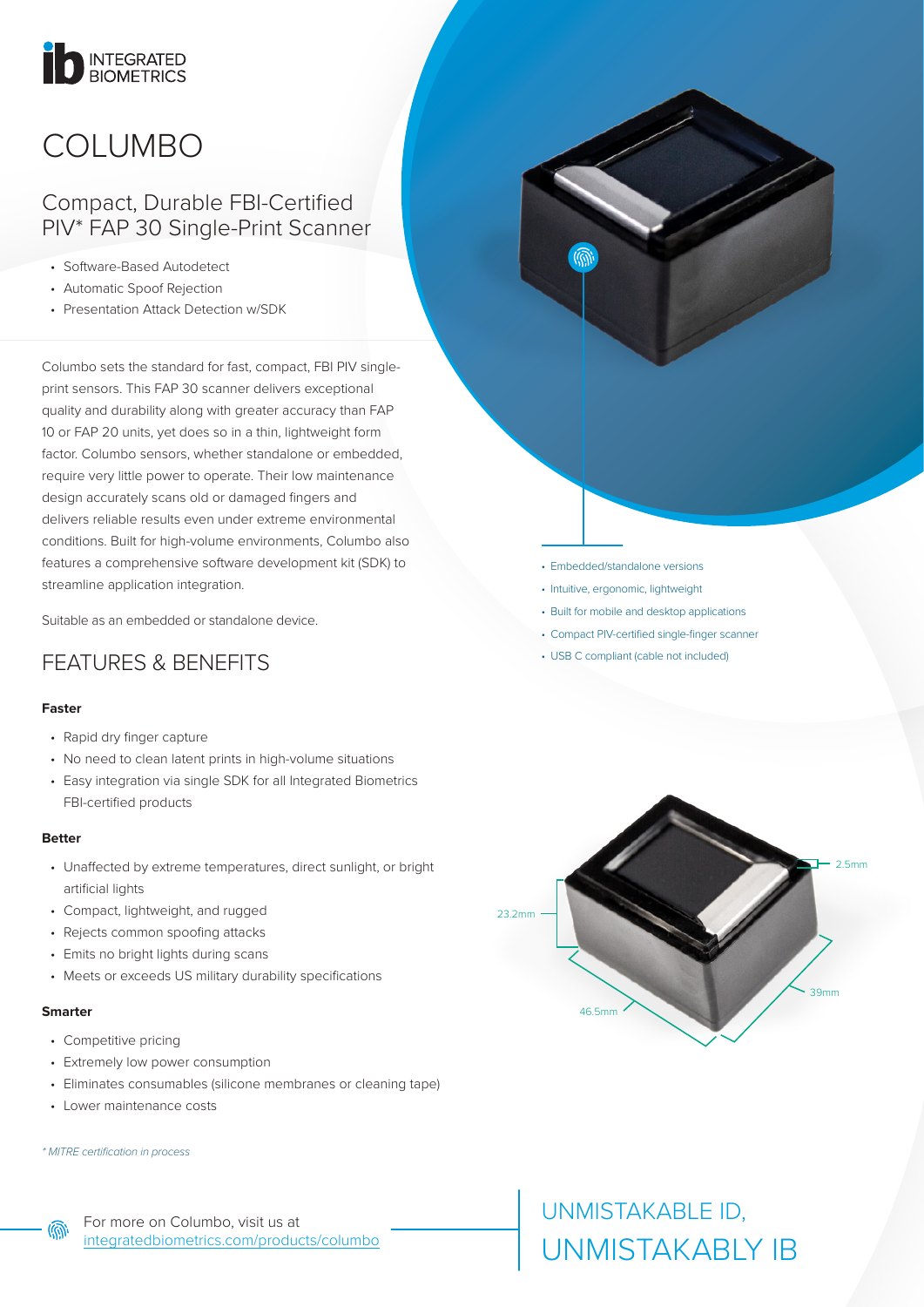INTEGRATED BIOMETRICS

# COLUMBO

## Compact, Durable FBI-Certified PIV* FAP 30 Single-Print Scanner

- Software-Based Autodetect
- Automatic Spoof Rejection
- Presentation Attack Detection w/SDK

Columbo sets the standard for fast, compact, FBI PIV single-print sensors. This FAP 30 scanner delivers exceptional quality and durability along with greater accuracy than FAP 10 or FAP 20 units, yet does so in a thin, lightweight form factor. Columbo sensors, whether standalone or embedded, require very little power to operate. Their low maintenance design accurately scans old or damaged fingers and delivers reliable results even under extreme environmental conditions. Built for high-volume environments, Columbo also features a comprehensive software development kit (SDK) to streamline application integration.

Suitable as an embedded or standalone device.

- Embedded/standalone versions
- Intuitive, ergonomic, lightweight
- Built for mobile and desktop applications
- Compact PIV-certified single-finger scanner
- USB C compliant (cable not included)

## FEATURES & BENEFITS

**Faster**

- Rapid dry finger capture
- No need to clean latent prints in high-volume situations
- Easy integration via single SDK for all Integrated Biometrics FBI-certified products

**Better**

- Unaffected by extreme temperatures, direct sunlight, or bright artificial lights
- Compact, lightweight, and rugged
- Rejects common spoofing attacks
- Emits no bright lights during scans
- Meets or exceeds US military durability specifications

**Smarter**

- Competitive pricing
- Extremely low power consumption
- Eliminates consumables (silicone membranes or cleaning tape)
- Lower maintenance costs

23.2mm 2.5mm 46.5mm 39mm

*\* MITRE certification in process*

For more on Columbo, visit us at [integratedbiometrics.com/products/columbo](integratedbiometrics.com/products/columbo)

UNMISTAKABLE ID,
UNMISTAKABLY IB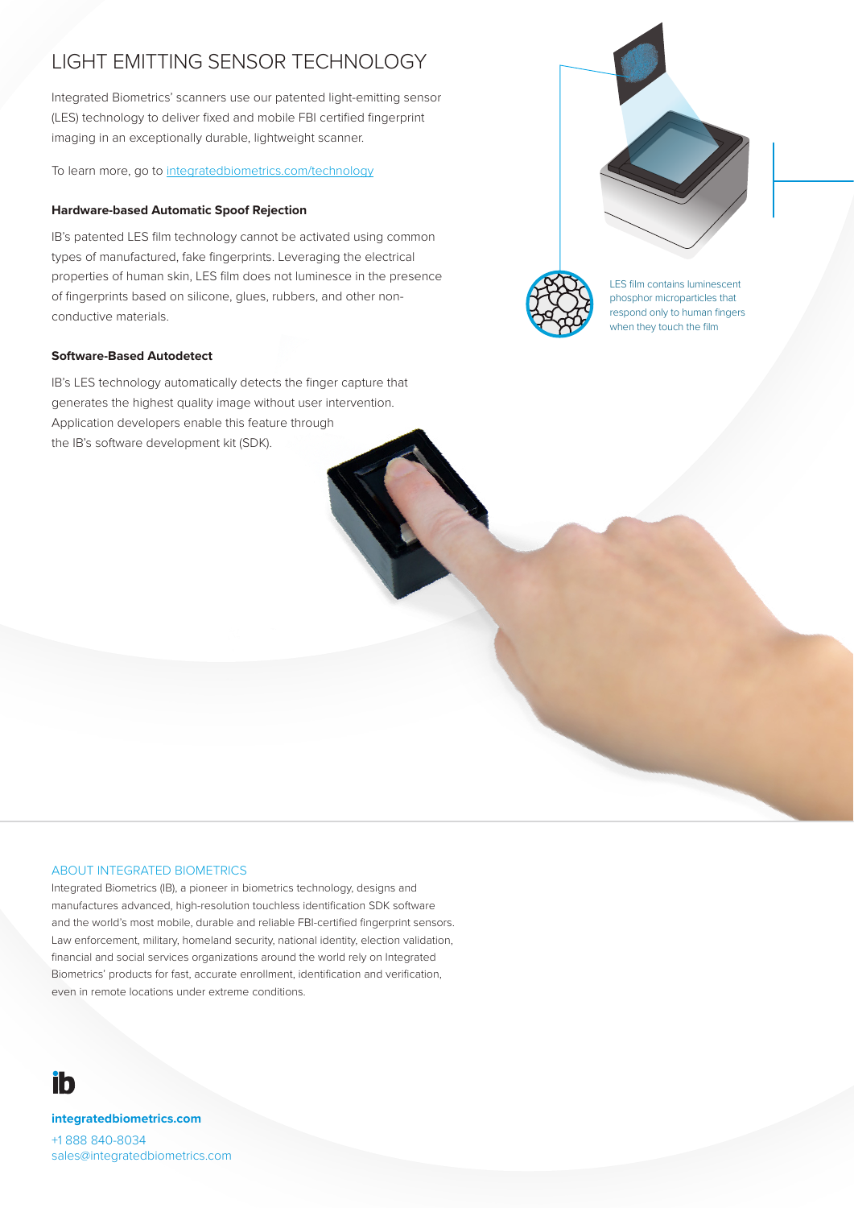# LIGHT EMITTING SENSOR TECHNOLOGY

Integrated Biometrics' scanners use our patented light-emitting sensor (LES) technology to deliver fixed and mobile FBI certified fingerprint imaging in an exceptionally durable, lightweight scanner.

To learn more, go to integratedbiometrics.com/technology

**Hardware-based Automatic Spoof Rejection**

IB's patented LES film technology cannot be activated using common types of manufactured, fake fingerprints. Leveraging the electrical properties of human skin, LES film does not luminesce in the presence of fingerprints based on silicone, glues, rubbers, and other non-conductive materials.

**Software-Based Autodetect**

IB's LES technology automatically detects the finger capture that generates the highest quality image without user intervention. Application developers enable this feature through the IB's software development kit (SDK).

LES film contains luminescent phosphor microparticles that respond only to human fingers when they touch the film

## ABOUT INTEGRATED BIOMETRICS

Integrated Biometrics (IB), a pioneer in biometrics technology, designs and manufactures advanced, high-resolution touchless identification SDK software and the world's most mobile, durable and reliable FBI-certified fingerprint sensors. Law enforcement, military, homeland security, national identity, election validation, financial and social services organizations around the world rely on Integrated Biometrics' products for fast, accurate enrollment, identification and verification, even in remote locations under extreme conditions.

ib

**integratedbiometrics.com**

+1 888 840-8034
sales@integratedbiometrics.com